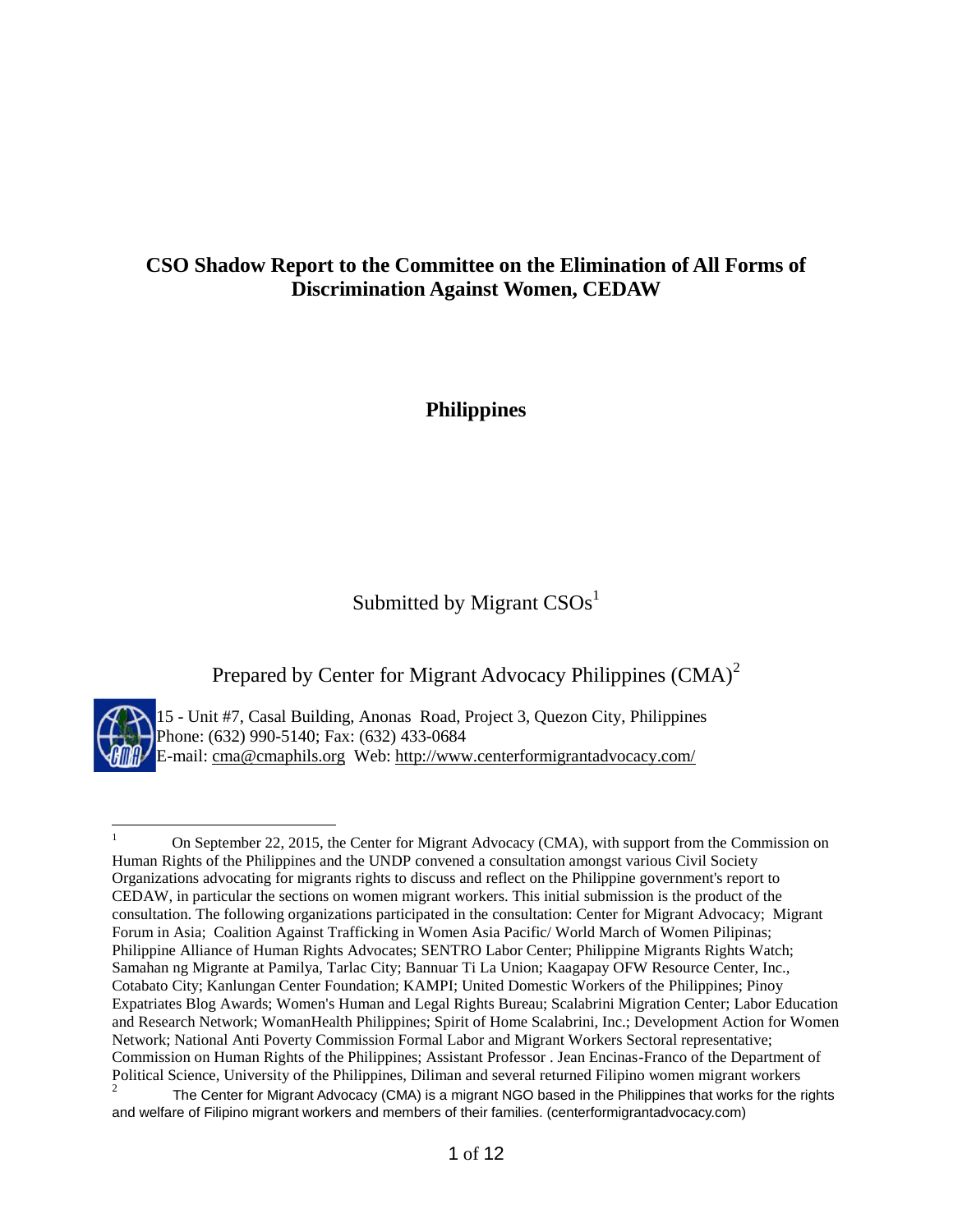# CSO Shadow Report to the Committee on the Elimination of All Forms of Discrimination Against Women, CEDAW

## Philippines

Submitted by Migrant CSOs[1]

Prepared by Center for Migrant Advocacy Philippines (CMA)[2]

15 - Unit #7, Casal Building, Anonas Road, Project 3, Quezon City, Philippines
Phone: (632) 990-5140; Fax: (632) 433-0684
E-mail: cma@cmaphils.org Web: http://www.centerformigrantadvocacy.com/

---

[1] On September 22, 2015, the Center for Migrant Advocacy (CMA), with support from the Commission on Human Rights of the Philippines and the UNDP convened a consultation amongst various Civil Society Organizations advocating for migrants rights to discuss and reflect on the Philippine government's report to CEDAW, in particular the sections on women migrant workers. This initial submission is the product of the consultation. The following organizations participated in the consultation: Center for Migrant Advocacy; Migrant Forum in Asia; Coalition Against Trafficking in Women Asia Pacific/ World March of Women Pilipinas; Philippine Alliance of Human Rights Advocates; SENTRO Labor Center; Philippine Migrants Rights Watch; Samahan ng Migrante at Pamilya, Tarlac City; Bannuar Ti La Union; Kaagapay OFW Resource Center, Inc., Cotabato City; Kanlungan Center Foundation; KAMPI; United Domestic Workers of the Philippines; Pinoy Expatriates Blog Awards; Women's Human and Legal Rights Bureau; Scalabrini Migration Center; Labor Education and Research Network; WomanHealth Philippines; Spirit of Home Scalabrini, Inc.; Development Action for Women Network; National Anti Poverty Commission Formal Labor and Migrant Workers Sectoral representative; Commission on Human Rights of the Philippines; Assistant Professor . Jean Encinas-Franco of the Department of Political Science, University of the Philippines, Diliman and several returned Filipino women migrant workers

[2] The Center for Migrant Advocacy (CMA) is a migrant NGO based in the Philippines that works for the rights and welfare of Filipino migrant workers and members of their families. (centerformigrantadvocacy.com)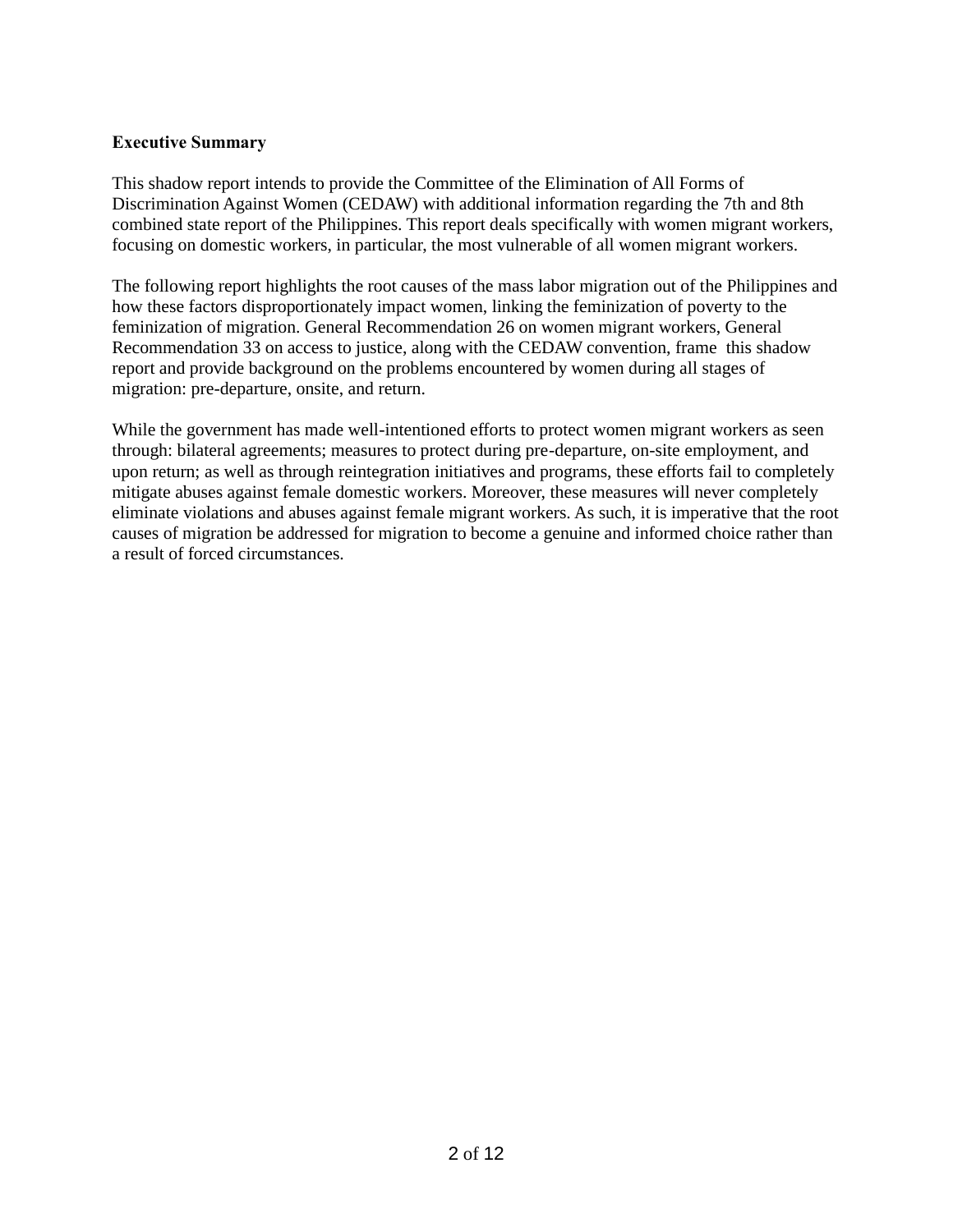**Executive Summary**

This shadow report intends to provide the Committee of the Elimination of All Forms of Discrimination Against Women (CEDAW) with additional information regarding the 7th and 8th combined state report of the Philippines. This report deals specifically with women migrant workers, focusing on domestic workers, in particular, the most vulnerable of all women migrant workers.

The following report highlights the root causes of the mass labor migration out of the Philippines and how these factors disproportionately impact women, linking the feminization of poverty to the feminization of migration. General Recommendation 26 on women migrant workers, General Recommendation 33 on access to justice, along with the CEDAW convention, frame this shadow report and provide background on the problems encountered by women during all stages of migration: pre-departure, onsite, and return.

While the government has made well-intentioned efforts to protect women migrant workers as seen through: bilateral agreements; measures to protect during pre-departure, on-site employment, and upon return; as well as through reintegration initiatives and programs, these efforts fail to completely mitigate abuses against female domestic workers. Moreover, these measures will never completely eliminate violations and abuses against female migrant workers. As such, it is imperative that the root causes of migration be addressed for migration to become a genuine and informed choice rather than a result of forced circumstances.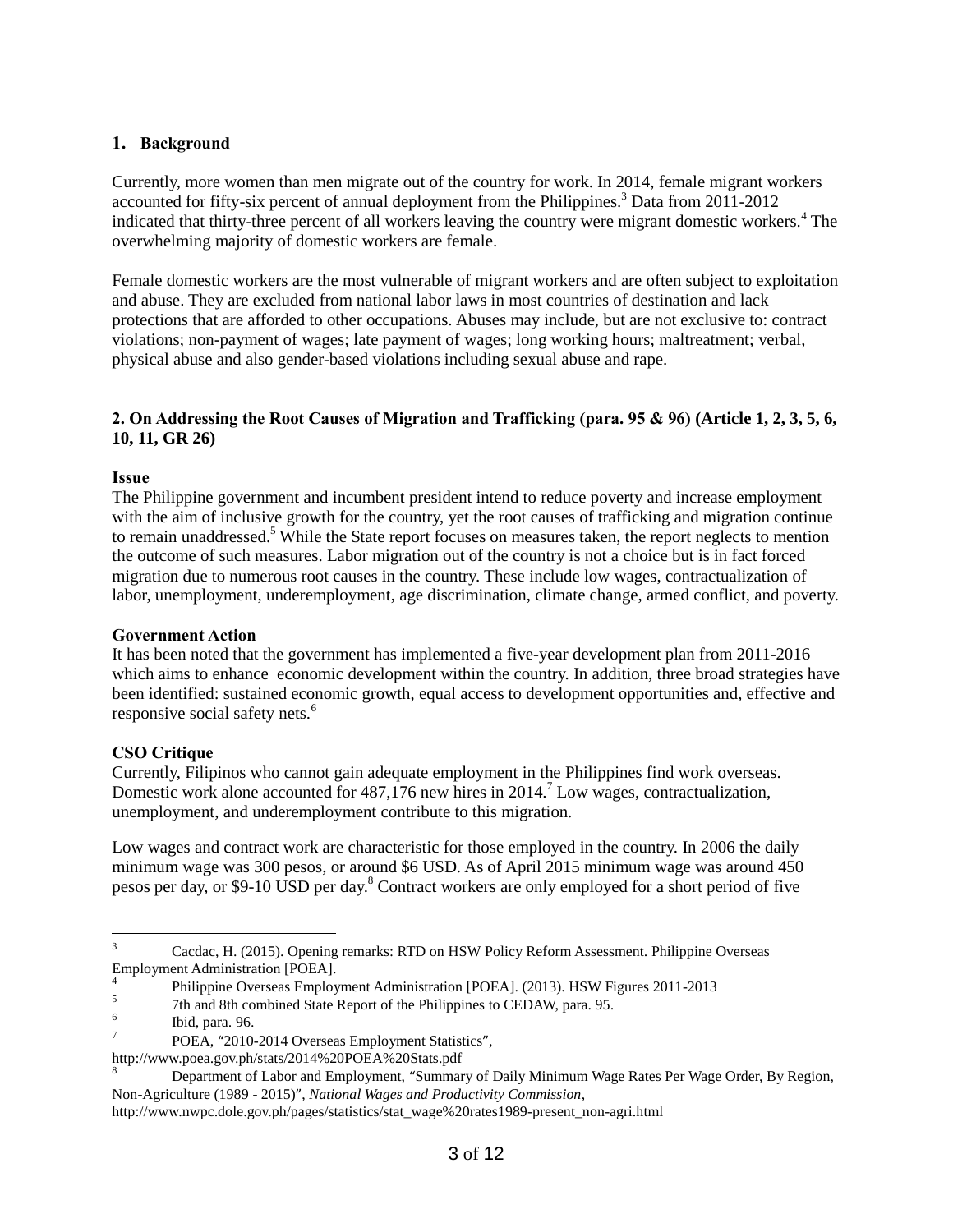## 1. Background

Currently, more women than men migrate out of the country for work. In 2014, female migrant workers accounted for fifty-six percent of annual deployment from the Philippines.[3] Data from 2011-2012 indicated that thirty-three percent of all workers leaving the country were migrant domestic workers.[4] The overwhelming majority of domestic workers are female.

Female domestic workers are the most vulnerable of migrant workers and are often subject to exploitation and abuse. They are excluded from national labor laws in most countries of destination and lack protections that are afforded to other occupations. Abuses may include, but are not exclusive to: contract violations; non-payment of wages; late payment of wages; long working hours; maltreatment; verbal, physical abuse and also gender-based violations including sexual abuse and rape.

## 2. On Addressing the Root Causes of Migration and Trafficking (para. 95 & 96) (Article 1, 2, 3, 5, 6, 10, 11, GR 26)

### Issue

The Philippine government and incumbent president intend to reduce poverty and increase employment with the aim of inclusive growth for the country, yet the root causes of trafficking and migration continue to remain unaddressed.[5] While the State report focuses on measures taken, the report neglects to mention the outcome of such measures. Labor migration out of the country is not a choice but is in fact forced migration due to numerous root causes in the country. These include low wages, contractualization of labor, unemployment, underemployment, age discrimination, climate change, armed conflict, and poverty.

### Government Action

It has been noted that the government has implemented a five-year development plan from 2011-2016 which aims to enhance economic development within the country. In addition, three broad strategies have been identified: sustained economic growth, equal access to development opportunities and, effective and responsive social safety nets.[6]

### CSO Critique

Currently, Filipinos who cannot gain adequate employment in the Philippines find work overseas. Domestic work alone accounted for 487,176 new hires in 2014.[7] Low wages, contractualization, unemployment, and underemployment contribute to this migration.

Low wages and contract work are characteristic for those employed in the country. In 2006 the daily minimum wage was 300 pesos, or around $6 USD. As of April 2015 minimum wage was around 450 pesos per day, or $9-10 USD per day.[8] Contract workers are only employed for a short period of five

---

[3] Cacdac, H. (2015). Opening remarks: RTD on HSW Policy Reform Assessment. Philippine Overseas Employment Administration [POEA].

[4] Philippine Overseas Employment Administration [POEA]. (2013). HSW Figures 2011-2013

[5] 7th and 8th combined State Report of the Philippines to CEDAW, para. 95.

[6] Ibid, para. 96.

[7] POEA, "2010-2014 Overseas Employment Statistics", http://www.poea.gov.ph/stats/2014%20POEA%20Stats.pdf

[8] Department of Labor and Employment, "Summary of Daily Minimum Wage Rates Per Wage Order, By Region, Non-Agriculture (1989 - 2015)", *National Wages and Productivity Commission*, http://www.nwpc.dole.gov.ph/pages/statistics/stat_wage%20rates1989-present_non-agri.html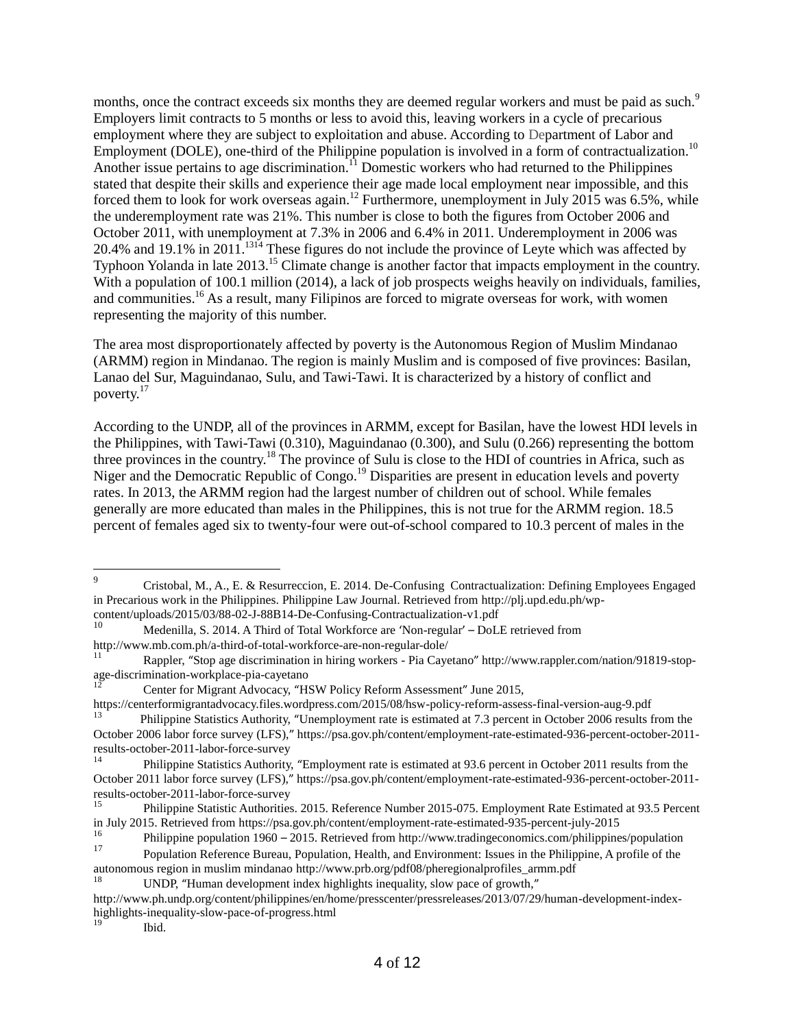months, once the contract exceeds six months they are deemed regular workers and must be paid as such.[9] Employers limit contracts to 5 months or less to avoid this, leaving workers in a cycle of precarious employment where they are subject to exploitation and abuse. According to Department of Labor and Employment (DOLE), one-third of the Philippine population is involved in a form of contractualization.[10] Another issue pertains to age discrimination.[11] Domestic workers who had returned to the Philippines stated that despite their skills and experience their age made local employment near impossible, and this forced them to look for work overseas again.[12] Furthermore, unemployment in July 2015 was 6.5%, while the underemployment rate was 21%. This number is close to both the figures from October 2006 and October 2011, with unemployment at 7.3% in 2006 and 6.4% in 2011. Underemployment in 2006 was 20.4% and 19.1% in 2011.[13][14] These figures do not include the province of Leyte which was affected by Typhoon Yolanda in late 2013.[15] Climate change is another factor that impacts employment in the country. With a population of 100.1 million (2014), a lack of job prospects weighs heavily on individuals, families, and communities.[16] As a result, many Filipinos are forced to migrate overseas for work, with women representing the majority of this number.

The area most disproportionately affected by poverty is the Autonomous Region of Muslim Mindanao (ARMM) region in Mindanao. The region is mainly Muslim and is composed of five provinces: Basilan, Lanao del Sur, Maguindanao, Sulu, and Tawi-Tawi. It is characterized by a history of conflict and poverty.[17]

According to the UNDP, all of the provinces in ARMM, except for Basilan, have the lowest HDI levels in the Philippines, with Tawi-Tawi (0.310), Maguindanao (0.300), and Sulu (0.266) representing the bottom three provinces in the country.[18] The province of Sulu is close to the HDI of countries in Africa, such as Niger and the Democratic Republic of Congo.[19] Disparities are present in education levels and poverty rates. In 2013, the ARMM region had the largest number of children out of school. While females generally are more educated than males in the Philippines, this is not true for the ARMM region. 18.5 percent of females aged six to twenty-four were out-of-school compared to 10.3 percent of males in the

---

[9] Cristobal, M., A., E. & Resurreccion, E. 2014. De-Confusing Contractualization: Defining Employees Engaged in Precarious work in the Philippines. Philippine Law Journal. Retrieved from http://plj.upd.edu.ph/wp-content/uploads/2015/03/88-02-J-88B14-De-Confusing-Contractualization-v1.pdf

[10] Medenilla, S. 2014. A Third of Total Workforce are 'Non-regular' – DoLE retrieved from http://www.mb.com.ph/a-third-of-total-workforce-are-non-regular-dole/

[11] Rappler, "Stop age discrimination in hiring workers - Pia Cayetano" http://www.rappler.com/nation/91819-stop-age-discrimination-workplace-pia-cayetano

[12] Center for Migrant Advocacy, "HSW Policy Reform Assessment" June 2015, https://centerformigrantadvocacy.files.wordpress.com/2015/08/hsw-policy-reform-assess-final-version-aug-9.pdf

[13] Philippine Statistics Authority, "Unemployment rate is estimated at 7.3 percent in October 2006 results from the October 2006 labor force survey (LFS)," https://psa.gov.ph/content/employment-rate-estimated-936-percent-october-2011-results-october-2011-labor-force-survey

[14] Philippine Statistics Authority, "Employment rate is estimated at 93.6 percent in October 2011 results from the October 2011 labor force survey (LFS)," https://psa.gov.ph/content/employment-rate-estimated-936-percent-october-2011-results-october-2011-labor-force-survey

[15] Philippine Statistic Authorities. 2015. Reference Number 2015-075. Employment Rate Estimated at 93.5 Percent in July 2015. Retrieved from https://psa.gov.ph/content/employment-rate-estimated-935-percent-july-2015

[16] Philippine population 1960 – 2015. Retrieved from http://www.tradingeconomics.com/philippines/population

[17] Population Reference Bureau, Population, Health, and Environment: Issues in the Philippine, A profile of the autonomous region in muslim mindanao http://www.prb.org/pdf08/pheregionalprofiles_armm.pdf

[18] UNDP, "Human development index highlights inequality, slow pace of growth," http://www.ph.undp.org/content/philippines/en/home/presscenter/pressreleases/2013/07/29/human-development-index-highlights-inequality-slow-pace-of-progress.html

[19] Ibid.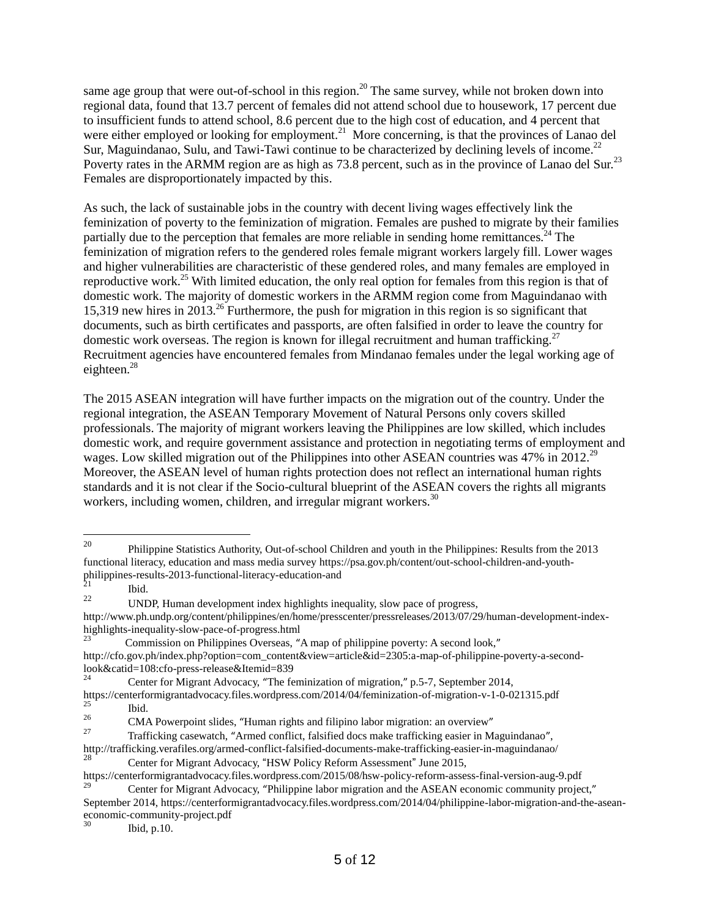same age group that were out-of-school in this region.[20] The same survey, while not broken down into regional data, found that 13.7 percent of females did not attend school due to housework, 17 percent due to insufficient funds to attend school, 8.6 percent due to the high cost of education, and 4 percent that were either employed or looking for employment.[21] More concerning, is that the provinces of Lanao del Sur, Maguindanao, Sulu, and Tawi-Tawi continue to be characterized by declining levels of income.[22] Poverty rates in the ARMM region are as high as 73.8 percent, such as in the province of Lanao del Sur.[23] Females are disproportionately impacted by this.

As such, the lack of sustainable jobs in the country with decent living wages effectively link the feminization of poverty to the feminization of migration. Females are pushed to migrate by their families partially due to the perception that females are more reliable in sending home remittances.[24] The feminization of migration refers to the gendered roles female migrant workers largely fill. Lower wages and higher vulnerabilities are characteristic of these gendered roles, and many females are employed in reproductive work.[25] With limited education, the only real option for females from this region is that of domestic work. The majority of domestic workers in the ARMM region come from Maguindanao with 15,319 new hires in 2013.[26] Furthermore, the push for migration in this region is so significant that documents, such as birth certificates and passports, are often falsified in order to leave the country for domestic work overseas. The region is known for illegal recruitment and human trafficking.[27] Recruitment agencies have encountered females from Mindanao females under the legal working age of eighteen.[28]

The 2015 ASEAN integration will have further impacts on the migration out of the country. Under the regional integration, the ASEAN Temporary Movement of Natural Persons only covers skilled professionals. The majority of migrant workers leaving the Philippines are low skilled, which includes domestic work, and require government assistance and protection in negotiating terms of employment and wages. Low skilled migration out of the Philippines into other ASEAN countries was 47% in 2012.[29] Moreover, the ASEAN level of human rights protection does not reflect an international human rights standards and it is not clear if the Socio-cultural blueprint of the ASEAN covers the rights all migrants workers, including women, children, and irregular migrant workers.[30]

---

[20] Philippine Statistics Authority, Out-of-school Children and youth in the Philippines: Results from the 2013 functional literacy, education and mass media survey https://psa.gov.ph/content/out-school-children-and-youth-philippines-results-2013-functional-literacy-education-and

[21] Ibid.

[22] UNDP, Human development index highlights inequality, slow pace of progress, http://www.ph.undp.org/content/philippines/en/home/presscenter/pressreleases/2013/07/29/human-development-index-highlights-inequality-slow-pace-of-progress.html

[23] Commission on Philippines Overseas, "A map of philippine poverty: A second look," http://cfo.gov.ph/index.php?option=com_content&view=article&id=2305:a-map-of-philippine-poverty-a-second-look&catid=108:cfo-press-release&Itemid=839

[24] Center for Migrant Advocacy, "The feminization of migration," p.5-7, September 2014, https://centerformigrantadvocacy.files.wordpress.com/2014/04/feminization-of-migration-v-1-0-021315.pdf

[25] Ibid.

[26] CMA Powerpoint slides, "Human rights and filipino labor migration: an overview"

[27] Trafficking casewatch, "Armed conflict, falsified docs make trafficking easier in Maguindanao", http://trafficking.verafiles.org/armed-conflict-falsified-documents-make-trafficking-easier-in-maguindanao/

[28] Center for Migrant Advocacy, "HSW Policy Reform Assessment" June 2015, https://centerformigrantadvocacy.files.wordpress.com/2015/08/hsw-policy-reform-assess-final-version-aug-9.pdf

[29] Center for Migrant Advocacy, "Philippine labor migration and the ASEAN economic community project," September 2014, https://centerformigrantadvocacy.files.wordpress.com/2014/04/philippine-labor-migration-and-the-asean-economic-community-project.pdf

[30] Ibid, p.10.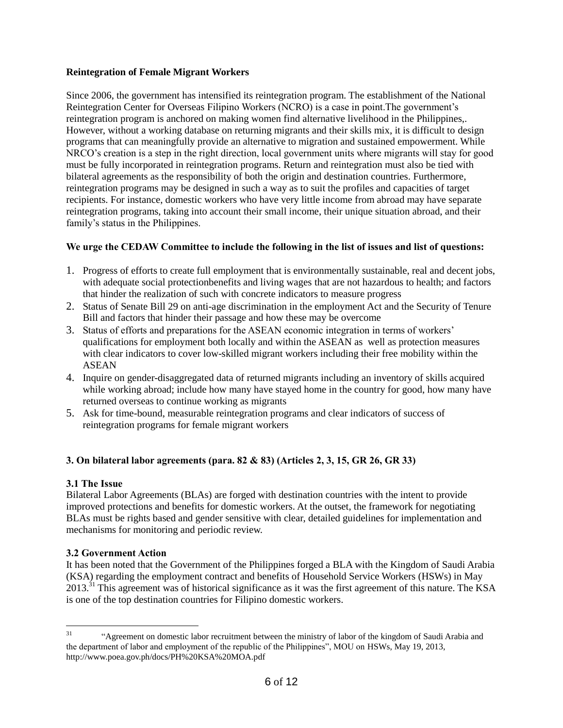**Reintegration of Female Migrant Workers**

Since 2006, the government has intensified its reintegration program. The establishment of the National Reintegration Center for Overseas Filipino Workers (NCRO) is a case in point.The government's reintegration program is anchored on making women find alternative livelihood in the Philippines,. However, without a working database on returning migrants and their skills mix, it is difficult to design programs that can meaningfully provide an alternative to migration and sustained empowerment. While NRCO's creation is a step in the right direction, local government units where migrants will stay for good must be fully incorporated in reintegration programs. Return and reintegration must also be tied with bilateral agreements as the responsibility of both the origin and destination countries. Furthermore, reintegration programs may be designed in such a way as to suit the profiles and capacities of target recipients. For instance, domestic workers who have very little income from abroad may have separate reintegration programs, taking into account their small income, their unique situation abroad, and their family's status in the Philippines.

**We urge the CEDAW Committee to include the following in the list of issues and list of questions:**

1. Progress of efforts to create full employment that is environmentally sustainable, real and decent jobs, with adequate social protectionbenefits and living wages that are not hazardous to health; and factors that hinder the realization of such with concrete indicators to measure progress
2. Status of Senate Bill 29 on anti-age discrimination in the employment Act and the Security of Tenure Bill and factors that hinder their passage and how these may be overcome
3. Status of efforts and preparations for the ASEAN economic integration in terms of workers' qualifications for employment both locally and within the ASEAN as well as protection measures with clear indicators to cover low-skilled migrant workers including their free mobility within the ASEAN
4. Inquire on gender-disaggregated data of returned migrants including an inventory of skills acquired while working abroad; include how many have stayed home in the country for good, how many have returned overseas to continue working as migrants
5. Ask for time-bound, measurable reintegration programs and clear indicators of success of reintegration programs for female migrant workers

**3. On bilateral labor agreements (para. 82 & 83) (Articles 2, 3, 15, GR 26, GR 33)**

**3.1 The Issue**

Bilateral Labor Agreements (BLAs) are forged with destination countries with the intent to provide improved protections and benefits for domestic workers. At the outset, the framework for negotiating BLAs must be rights based and gender sensitive with clear, detailed guidelines for implementation and mechanisms for monitoring and periodic review.

**3.2 Government Action**

It has been noted that the Government of the Philippines forged a BLA with the Kingdom of Saudi Arabia (KSA) regarding the employment contract and benefits of Household Service Workers (HSWs) in May 2013.[31] This agreement was of historical significance as it was the first agreement of this nature. The KSA is one of the top destination countries for Filipino domestic workers.

---

[31] "Agreement on domestic labor recruitment between the ministry of labor of the kingdom of Saudi Arabia and the department of labor and employment of the republic of the Philippines", MOU on HSWs, May 19, 2013, http://www.poea.gov.ph/docs/PH%20KSA%20MOA.pdf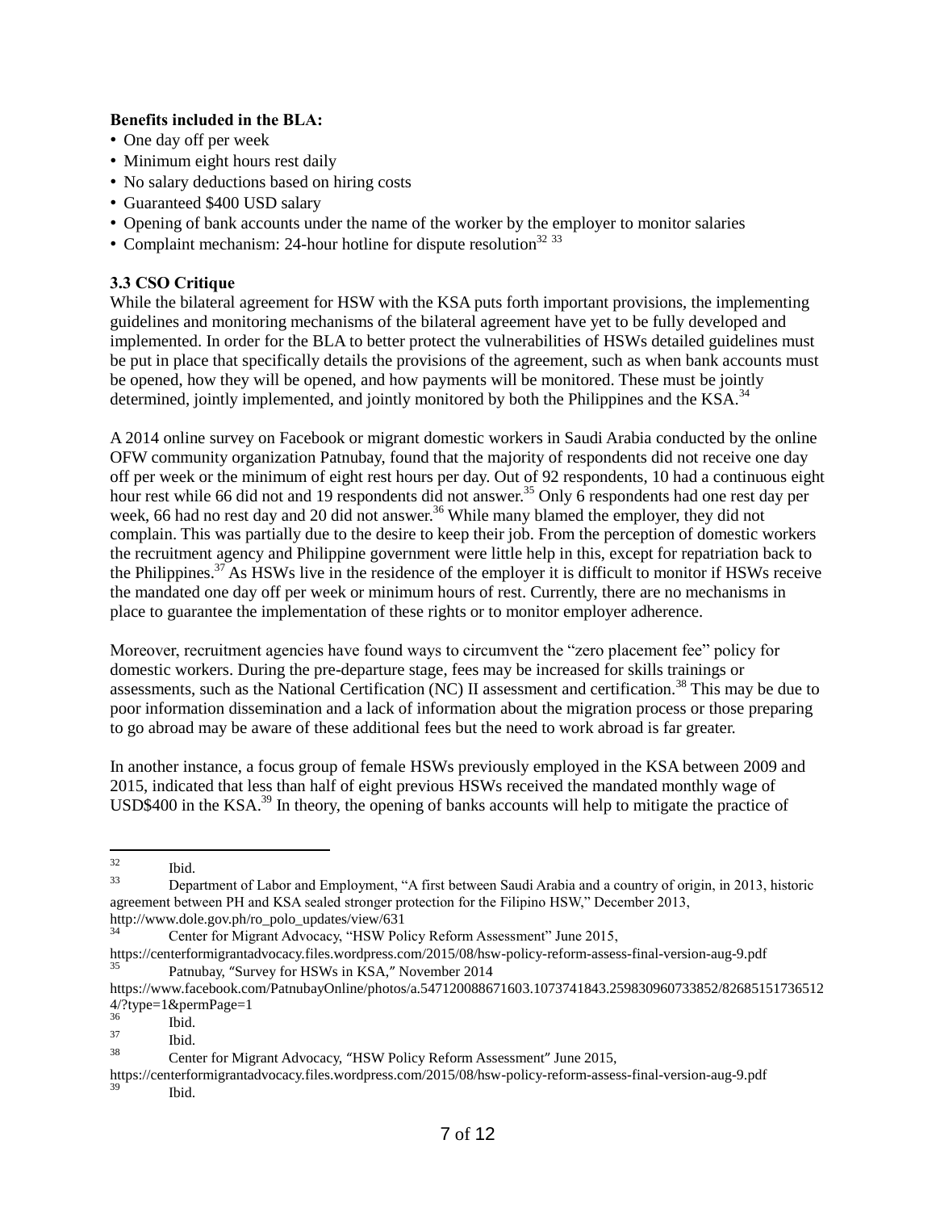**Benefits included in the BLA:**

- One day off per week
- Minimum eight hours rest daily
- No salary deductions based on hiring costs
- Guaranteed \$400 USD salary
- Opening of bank accounts under the name of the worker by the employer to monitor salaries
- Complaint mechanism: 24-hour hotline for dispute resolution[32] [33]

### 3.3 CSO Critique

While the bilateral agreement for HSW with the KSA puts forth important provisions, the implementing guidelines and monitoring mechanisms of the bilateral agreement have yet to be fully developed and implemented. In order for the BLA to better protect the vulnerabilities of HSWs detailed guidelines must be put in place that specifically details the provisions of the agreement, such as when bank accounts must be opened, how they will be opened, and how payments will be monitored. These must be jointly determined, jointly implemented, and jointly monitored by both the Philippines and the KSA.[34]

A 2014 online survey on Facebook or migrant domestic workers in Saudi Arabia conducted by the online OFW community organization Patnubay, found that the majority of respondents did not receive one day off per week or the minimum of eight rest hours per day. Out of 92 respondents, 10 had a continuous eight hour rest while 66 did not and 19 respondents did not answer.[35] Only 6 respondents had one rest day per week, 66 had no rest day and 20 did not answer.[36] While many blamed the employer, they did not complain. This was partially due to the desire to keep their job. From the perception of domestic workers the recruitment agency and Philippine government were little help in this, except for repatriation back to the Philippines.[37] As HSWs live in the residence of the employer it is difficult to monitor if HSWs receive the mandated one day off per week or minimum hours of rest. Currently, there are no mechanisms in place to guarantee the implementation of these rights or to monitor employer adherence.

Moreover, recruitment agencies have found ways to circumvent the "zero placement fee" policy for domestic workers. During the pre-departure stage, fees may be increased for skills trainings or assessments, such as the National Certification (NC) II assessment and certification.[38] This may be due to poor information dissemination and a lack of information about the migration process or those preparing to go abroad may be aware of these additional fees but the need to work abroad is far greater.

In another instance, a focus group of female HSWs previously employed in the KSA between 2009 and 2015, indicated that less than half of eight previous HSWs received the mandated monthly wage of USD\$400 in the KSA.[39] In theory, the opening of banks accounts will help to mitigate the practice of

---

[32] Ibid.

[33] Department of Labor and Employment, "A first between Saudi Arabia and a country of origin, in 2013, historic agreement between PH and KSA sealed stronger protection for the Filipino HSW," December 2013, http://www.dole.gov.ph/ro_polo_updates/view/631

[34] Center for Migrant Advocacy, "HSW Policy Reform Assessment" June 2015, https://centerformigrantadvocacy.files.wordpress.com/2015/08/hsw-policy-reform-assess-final-version-aug-9.pdf

[35] Patnubay, "Survey for HSWs in KSA," November 2014 https://www.facebook.com/PatnubayOnline/photos/a.547120088671603.1073741843.259830960733852/826851517365124/?type=1&permPage=1

[36] Ibid.

[37] Ibid.

[38] Center for Migrant Advocacy, "HSW Policy Reform Assessment" June 2015, https://centerformigrantadvocacy.files.wordpress.com/2015/08/hsw-policy-reform-assess-final-version-aug-9.pdf

[39] Ibid.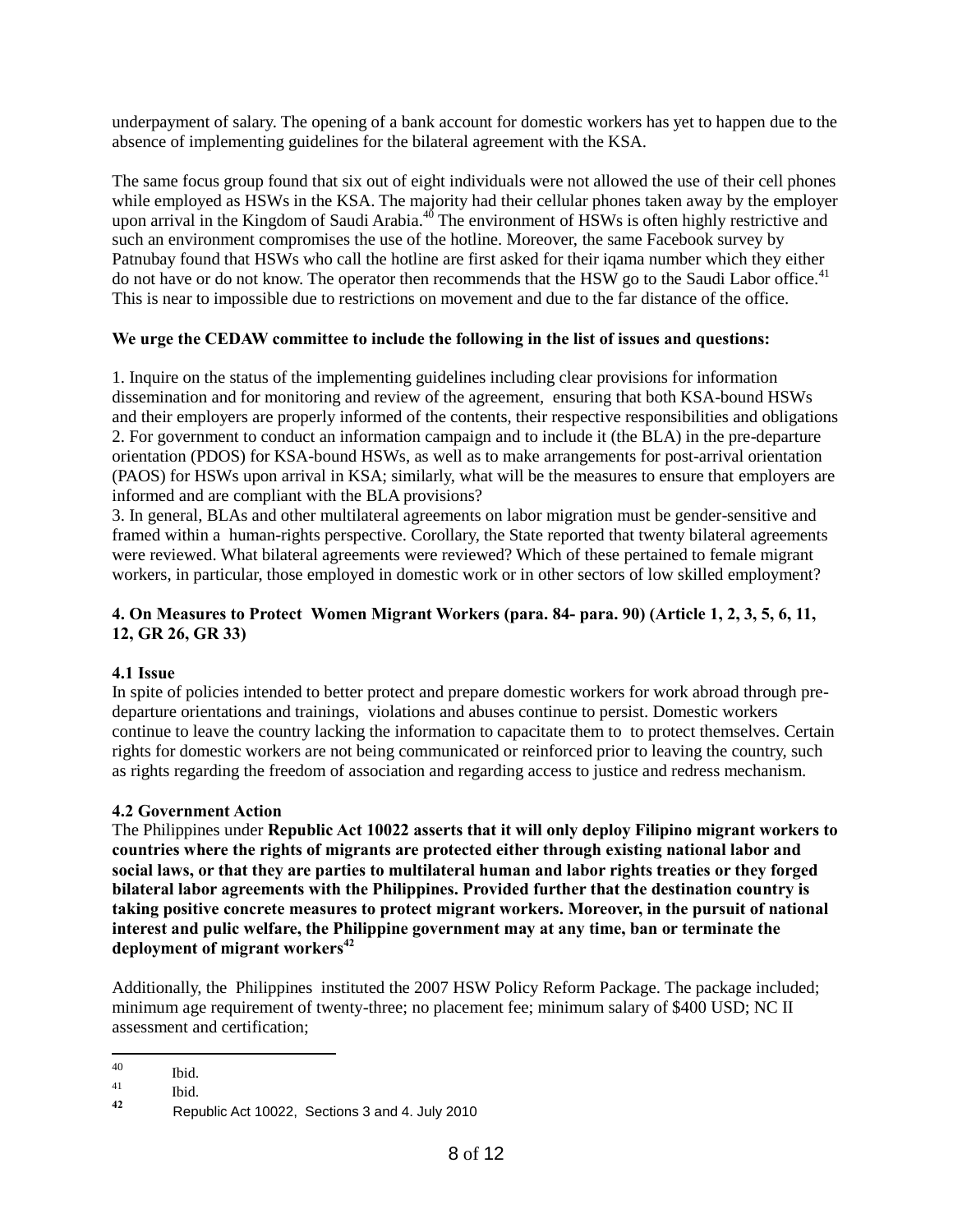underpayment of salary. The opening of a bank account for domestic workers has yet to happen due to the absence of implementing guidelines for the bilateral agreement with the KSA.

The same focus group found that six out of eight individuals were not allowed the use of their cell phones while employed as HSWs in the KSA. The majority had their cellular phones taken away by the employer upon arrival in the Kingdom of Saudi Arabia.[40] The environment of HSWs is often highly restrictive and such an environment compromises the use of the hotline. Moreover, the same Facebook survey by Patnubay found that HSWs who call the hotline are first asked for their iqama number which they either do not have or do not know. The operator then recommends that the HSW go to the Saudi Labor office.[41] This is near to impossible due to restrictions on movement and due to the far distance of the office.

**We urge the CEDAW committee to include the following in the list of issues and questions:**

1. Inquire on the status of the implementing guidelines including clear provisions for information dissemination and for monitoring and review of the agreement, ensuring that both KSA-bound HSWs and their employers are properly informed of the contents, their respective responsibilities and obligations
2. For government to conduct an information campaign and to include it (the BLA) in the pre-departure orientation (PDOS) for KSA-bound HSWs, as well as to make arrangements for post-arrival orientation (PAOS) for HSWs upon arrival in KSA; similarly, what will be the measures to ensure that employers are informed and are compliant with the BLA provisions?
3. In general, BLAs and other multilateral agreements on labor migration must be gender-sensitive and framed within a human-rights perspective. Corollary, the State reported that twenty bilateral agreements were reviewed. What bilateral agreements were reviewed? Which of these pertained to female migrant workers, in particular, those employed in domestic work or in other sectors of low skilled employment?

### 4. On Measures to Protect Women Migrant Workers (para. 84- para. 90) (Article 1, 2, 3, 5, 6, 11, 12, GR 26, GR 33)

#### 4.1 Issue

In spite of policies intended to better protect and prepare domestic workers for work abroad through pre-departure orientations and trainings, violations and abuses continue to persist. Domestic workers continue to leave the country lacking the information to capacitate them to to protect themselves. Certain rights for domestic workers are not being communicated or reinforced prior to leaving the country, such as rights regarding the freedom of association and regarding access to justice and redress mechanism.

#### 4.2 Government Action

The Philippines under **Republic Act 10022 asserts that it will only deploy Filipino migrant workers to countries where the rights of migrants are protected either through existing national labor and social laws, or that they are parties to multilateral human and labor rights treaties or they forged bilateral labor agreements with the Philippines. Provided further that the destination country is taking positive concrete measures to protect migrant workers. Moreover, in the pursuit of national interest and pulic welfare, the Philippine government may at any time, ban or terminate the deployment of migrant workers**[42]

Additionally, the Philippines instituted the 2007 HSW Policy Reform Package. The package included; minimum age requirement of twenty-three; no placement fee; minimum salary of $400 USD; NC II assessment and certification;

---

[40] Ibid.

[41] Ibid.

[42] Republic Act 10022, Sections 3 and 4. July 2010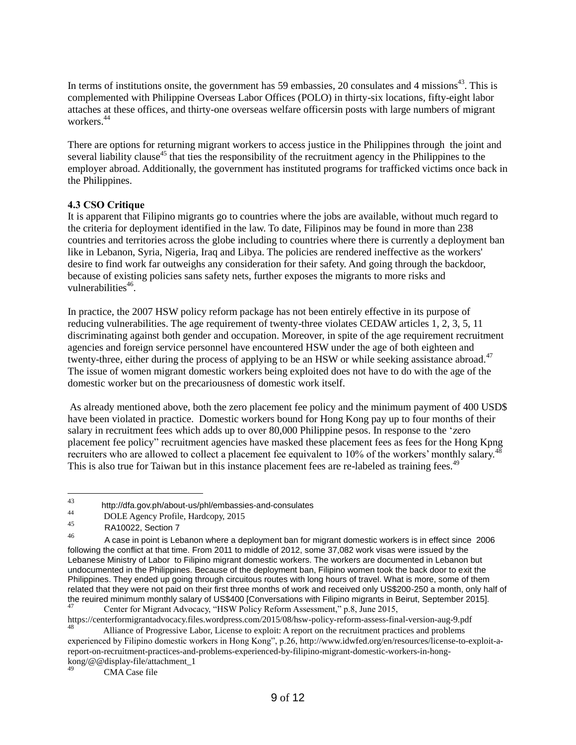In terms of institutions onsite, the government has 59 embassies, 20 consulates and 4 missions[43]. This is complemented with Philippine Overseas Labor Offices (POLO) in thirty-six locations, fifty-eight labor attaches at these offices, and thirty-one overseas welfare officersin posts with large numbers of migrant workers.[44]

There are options for returning migrant workers to access justice in the Philippines through the joint and several liability clause[45] that ties the responsibility of the recruitment agency in the Philippines to the employer abroad. Additionally, the government has instituted programs for trafficked victims once back in the Philippines.

### 4.3 CSO Critique

It is apparent that Filipino migrants go to countries where the jobs are available, without much regard to the criteria for deployment identified in the law. To date, Filipinos may be found in more than 238 countries and territories across the globe including to countries where there is currently a deployment ban like in Lebanon, Syria, Nigeria, Iraq and Libya. The policies are rendered ineffective as the workers' desire to find work far outweighs any consideration for their safety. And going through the backdoor, because of existing policies sans safety nets, further exposes the migrants to more risks and vulnerabilities[46].

In practice, the 2007 HSW policy reform package has not been entirely effective in its purpose of reducing vulnerabilities. The age requirement of twenty-three violates CEDAW articles 1, 2, 3, 5, 11 discriminating against both gender and occupation. Moreover, in spite of the age requirement recruitment agencies and foreign service personnel have encountered HSW under the age of both eighteen and twenty-three, either during the process of applying to be an HSW or while seeking assistance abroad.[47] The issue of women migrant domestic workers being exploited does not have to do with the age of the domestic worker but on the precariousness of domestic work itself.

As already mentioned above, both the zero placement fee policy and the minimum payment of 400 USD$ have been violated in practice. Domestic workers bound for Hong Kong pay up to four months of their salary in recruitment fees which adds up to over 80,000 Philippine pesos. In response to the 'zero placement fee policy" recruitment agencies have masked these placement fees as fees for the Hong Kpng recruiters who are allowed to collect a placement fee equivalent to 10% of the workers' monthly salary.[48] This is also true for Taiwan but in this instance placement fees are re-labeled as training fees.[49]

---

[43] http://dfa.gov.ph/about-us/phl/embassies-and-consulates

[44] DOLE Agency Profile, Hardcopy, 2015

[45] RA10022, Section 7

[46] A case in point is Lebanon where a deployment ban for migrant domestic workers is in effect since 2006 following the conflict at that time. From 2011 to middle of 2012, some 37,082 work visas were issued by the Lebanese Ministry of Labor to Filipino migrant domestic workers. The workers are documented in Lebanon but undocumented in the Philippines. Because of the deployment ban, Filipino women took the back door to exit the Philippines. They ended up going through circuitous routes with long hours of travel. What is more, some of them related that they were not paid on their first three months of work and received only US$200-250 a month, only half of the reuired minimum monthly salary of US$400 [Conversations with Filipino migrants in Beirut, September 2015].

[47] Center for Migrant Advocacy, "HSW Policy Reform Assessment," p.8, June 2015, https://centerformigrantadvocacy.files.wordpress.com/2015/08/hsw-policy-reform-assess-final-version-aug-9.pdf

[48] Alliance of Progressive Labor, License to exploit: A report on the recruitment practices and problems experienced by Filipino domestic workers in Hong Kong", p.26, http://www.idwfed.org/en/resources/license-to-exploit-a-report-on-recruitment-practices-and-problems-experienced-by-filipino-migrant-domestic-workers-in-hong-kong/@@display-file/attachment_1

[49] CMA Case file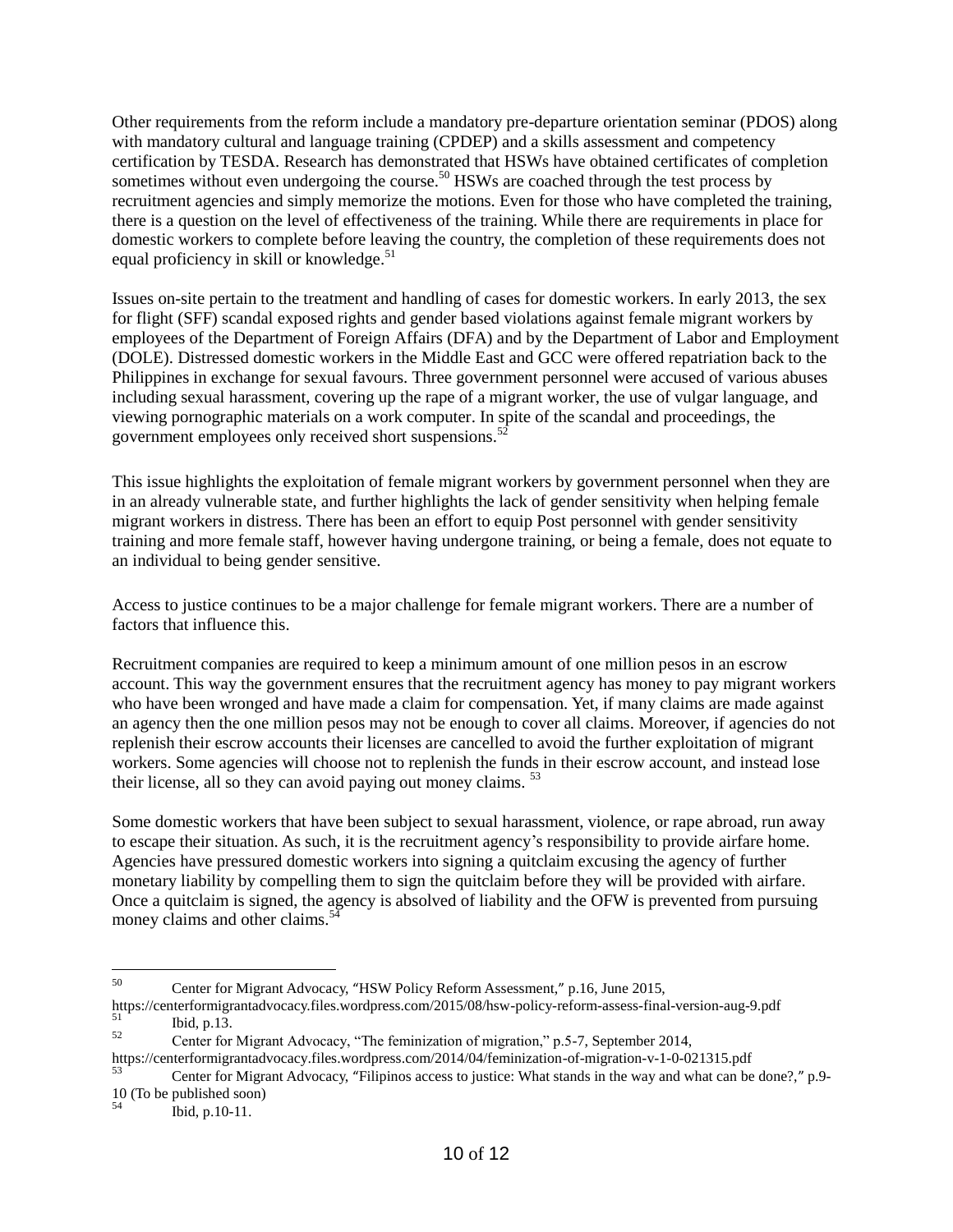Other requirements from the reform include a mandatory pre-departure orientation seminar (PDOS) along with mandatory cultural and language training (CPDEP) and a skills assessment and competency certification by TESDA. Research has demonstrated that HSWs have obtained certificates of completion sometimes without even undergoing the course.[50] HSWs are coached through the test process by recruitment agencies and simply memorize the motions. Even for those who have completed the training, there is a question on the level of effectiveness of the training. While there are requirements in place for domestic workers to complete before leaving the country, the completion of these requirements does not equal proficiency in skill or knowledge.[51]

Issues on-site pertain to the treatment and handling of cases for domestic workers. In early 2013, the sex for flight (SFF) scandal exposed rights and gender based violations against female migrant workers by employees of the Department of Foreign Affairs (DFA) and by the Department of Labor and Employment (DOLE). Distressed domestic workers in the Middle East and GCC were offered repatriation back to the Philippines in exchange for sexual favours. Three government personnel were accused of various abuses including sexual harassment, covering up the rape of a migrant worker, the use of vulgar language, and viewing pornographic materials on a work computer. In spite of the scandal and proceedings, the government employees only received short suspensions.[52]

This issue highlights the exploitation of female migrant workers by government personnel when they are in an already vulnerable state, and further highlights the lack of gender sensitivity when helping female migrant workers in distress. There has been an effort to equip Post personnel with gender sensitivity training and more female staff, however having undergone training, or being a female, does not equate to an individual to being gender sensitive.

Access to justice continues to be a major challenge for female migrant workers. There are a number of factors that influence this.

Recruitment companies are required to keep a minimum amount of one million pesos in an escrow account. This way the government ensures that the recruitment agency has money to pay migrant workers who have been wronged and have made a claim for compensation. Yet, if many claims are made against an agency then the one million pesos may not be enough to cover all claims. Moreover, if agencies do not replenish their escrow accounts their licenses are cancelled to avoid the further exploitation of migrant workers. Some agencies will choose not to replenish the funds in their escrow account, and instead lose their license, all so they can avoid paying out money claims.[53]

Some domestic workers that have been subject to sexual harassment, violence, or rape abroad, run away to escape their situation. As such, it is the recruitment agency's responsibility to provide airfare home. Agencies have pressured domestic workers into signing a quitclaim excusing the agency of further monetary liability by compelling them to sign the quitclaim before they will be provided with airfare. Once a quitclaim is signed, the agency is absolved of liability and the OFW is prevented from pursuing money claims and other claims.[54]

---

[50] Center for Migrant Advocacy, "HSW Policy Reform Assessment," p.16, June 2015, https://centerformigrantadvocacy.files.wordpress.com/2015/08/hsw-policy-reform-assess-final-version-aug-9.pdf

[51] Ibid, p.13.

[52] Center for Migrant Advocacy, "The feminization of migration," p.5-7, September 2014, https://centerformigrantadvocacy.files.wordpress.com/2014/04/feminization-of-migration-v-1-0-021315.pdf

[53] Center for Migrant Advocacy, "Filipinos access to justice: What stands in the way and what can be done?," p.9-10 (To be published soon)

[54] Ibid, p.10-11.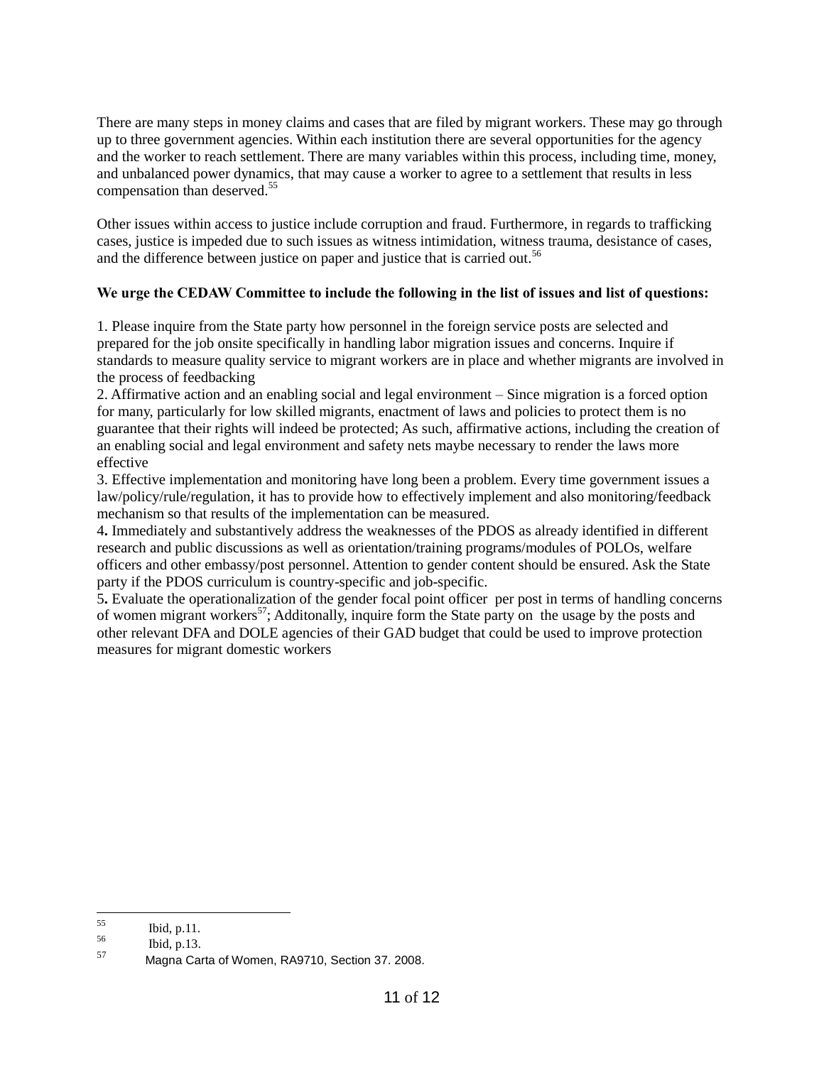There are many steps in money claims and cases that are filed by migrant workers. These may go through up to three government agencies. Within each institution there are several opportunities for the agency and the worker to reach settlement. There are many variables within this process, including time, money, and unbalanced power dynamics, that may cause a worker to agree to a settlement that results in less compensation than deserved.[55]

Other issues within access to justice include corruption and fraud. Furthermore, in regards to trafficking cases, justice is impeded due to such issues as witness intimidation, witness trauma, desistance of cases, and the difference between justice on paper and justice that is carried out.[56]

**We urge the CEDAW Committee to include the following in the list of issues and list of questions:**

1. Please inquire from the State party how personnel in the foreign service posts are selected and prepared for the job onsite specifically in handling labor migration issues and concerns. Inquire if standards to measure quality service to migrant workers are in place and whether migrants are involved in the process of feedbacking
2. Affirmative action and an enabling social and legal environment – Since migration is a forced option for many, particularly for low skilled migrants, enactment of laws and policies to protect them is no guarantee that their rights will indeed be protected; As such, affirmative actions, including the creation of an enabling social and legal environment and safety nets maybe necessary to render the laws more effective
3. Effective implementation and monitoring have long been a problem. Every time government issues a law/policy/rule/regulation, it has to provide how to effectively implement and also monitoring/feedback mechanism so that results of the implementation can be measured.
4. Immediately and substantively address the weaknesses of the PDOS as already identified in different research and public discussions as well as orientation/training programs/modules of POLOs, welfare officers and other embassy/post personnel. Attention to gender content should be ensured. Ask the State party if the PDOS curriculum is country-specific and job-specific.
5. Evaluate the operationalization of the gender focal point officer per post in terms of handling concerns of women migrant workers[57]; Additonally, inquire form the State party on the usage by the posts and other relevant DFA and DOLE agencies of their GAD budget that could be used to improve protection measures for migrant domestic workers

---

[55] Ibid, p.11.

[56] Ibid, p.13.

[57] Magna Carta of Women, RA9710, Section 37. 2008.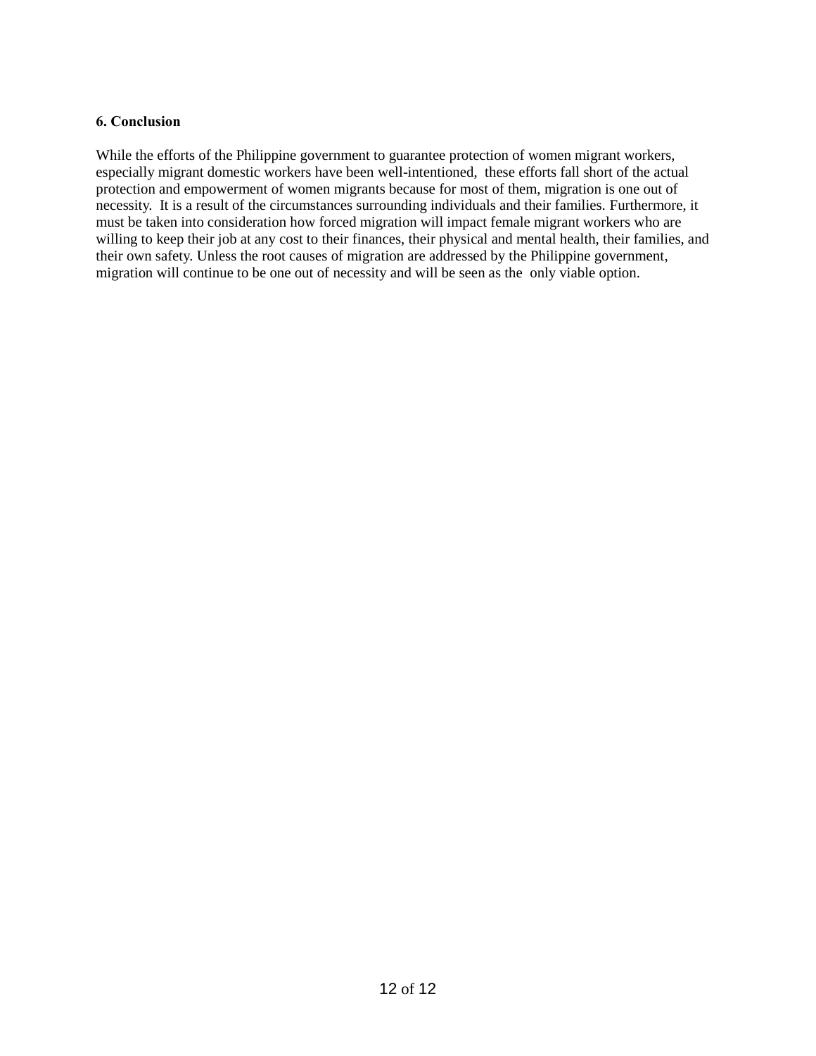**6. Conclusion**

While the efforts of the Philippine government to guarantee protection of women migrant workers, especially migrant domestic workers have been well-intentioned, these efforts fall short of the actual protection and empowerment of women migrants because for most of them, migration is one out of necessity. It is a result of the circumstances surrounding individuals and their families. Furthermore, it must be taken into consideration how forced migration will impact female migrant workers who are willing to keep their job at any cost to their finances, their physical and mental health, their families, and their own safety. Unless the root causes of migration are addressed by the Philippine government, migration will continue to be one out of necessity and will be seen as the only viable option.